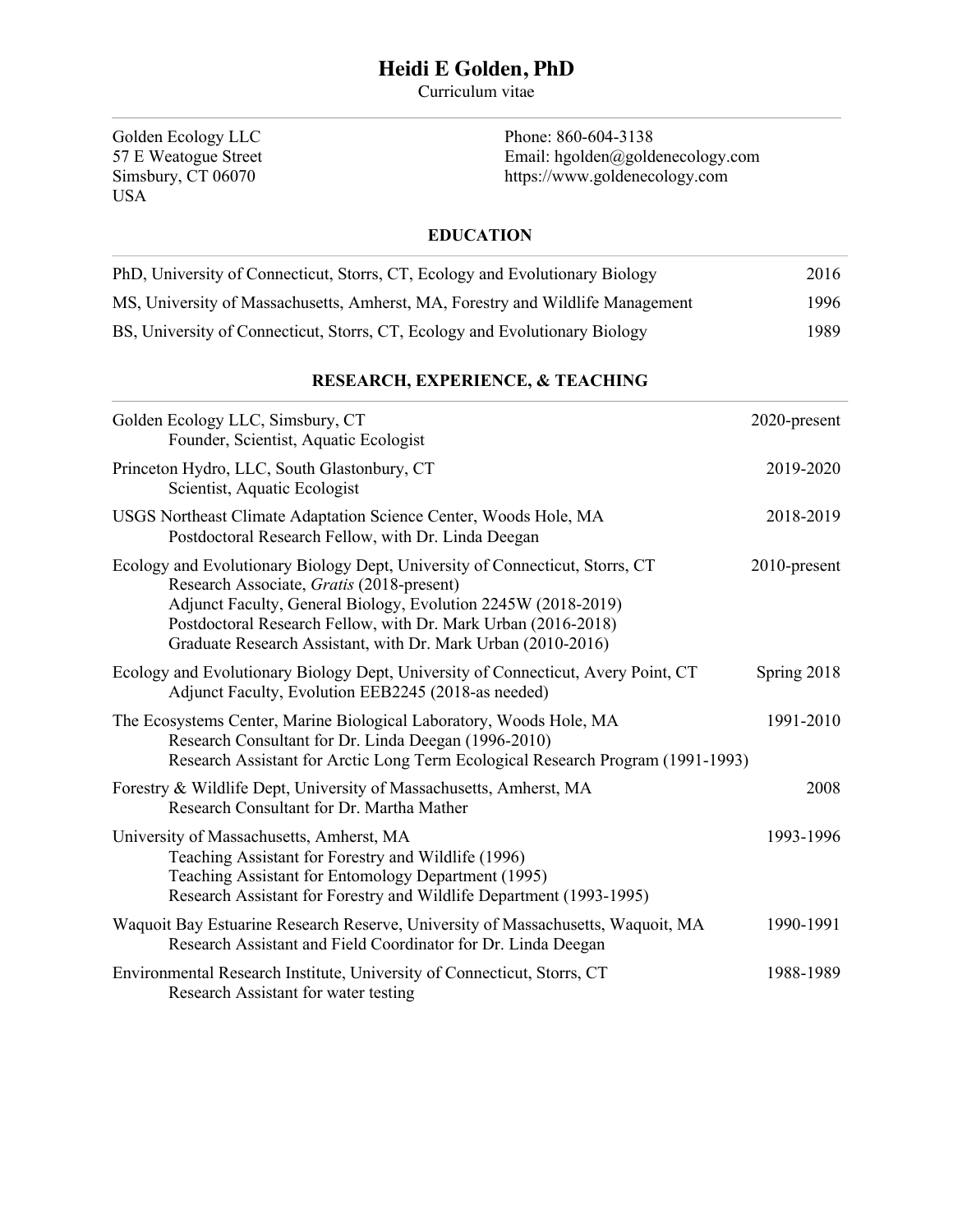# Heidi E Golden, PhD

Curriculum vitae

Golden Ecology LLC
57 E Weatogue Street
Simsbury, CT 06070
USA

Phone: 860-604-3138
Email: hgolden@goldenecology.com
https://www.goldenecology.com

## EDUCATION

| | |
|---|---|
| PhD, University of Connecticut, Storrs, CT, Ecology and Evolutionary Biology | 2016 |
| MS, University of Massachusetts, Amherst, MA, Forestry and Wildlife Management | 1996 |
| BS, University of Connecticut, Storrs, CT, Ecology and Evolutionary Biology | 1989 |

## RESEARCH, EXPERIENCE, & TEACHING

**Golden Ecology LLC, Simsbury, CT** — 2020-present
- Founder, Scientist, Aquatic Ecologist

**Princeton Hydro, LLC, South Glastonbury, CT** — 2019-2020
- Scientist, Aquatic Ecologist

**USGS Northeast Climate Adaptation Science Center, Woods Hole, MA** — 2018-2019
- Postdoctoral Research Fellow, with Dr. Linda Deegan

**Ecology and Evolutionary Biology Dept, University of Connecticut, Storrs, CT** — 2010-present
- Research Associate, *Gratis* (2018-present)
- Adjunct Faculty, General Biology, Evolution 2245W (2018-2019)
- Postdoctoral Research Fellow, with Dr. Mark Urban (2016-2018)
- Graduate Research Assistant, with Dr. Mark Urban (2010-2016)

**Ecology and Evolutionary Biology Dept, University of Connecticut, Avery Point, CT** — Spring 2018
- Adjunct Faculty, Evolution EEB2245 (2018-as needed)

**The Ecosystems Center, Marine Biological Laboratory, Woods Hole, MA** — 1991-2010
- Research Consultant for Dr. Linda Deegan (1996-2010)
- Research Assistant for Arctic Long Term Ecological Research Program (1991-1993)

**Forestry & Wildlife Dept, University of Massachusetts, Amherst, MA** — 2008
- Research Consultant for Dr. Martha Mather

**University of Massachusetts, Amherst, MA** — 1993-1996
- Teaching Assistant for Forestry and Wildlife (1996)
- Teaching Assistant for Entomology Department (1995)
- Research Assistant for Forestry and Wildlife Department (1993-1995)

**Waquoit Bay Estuarine Research Reserve, University of Massachusetts, Waquoit, MA** — 1990-1991
- Research Assistant and Field Coordinator for Dr. Linda Deegan

**Environmental Research Institute, University of Connecticut, Storrs, CT** — 1988-1989
- Research Assistant for water testing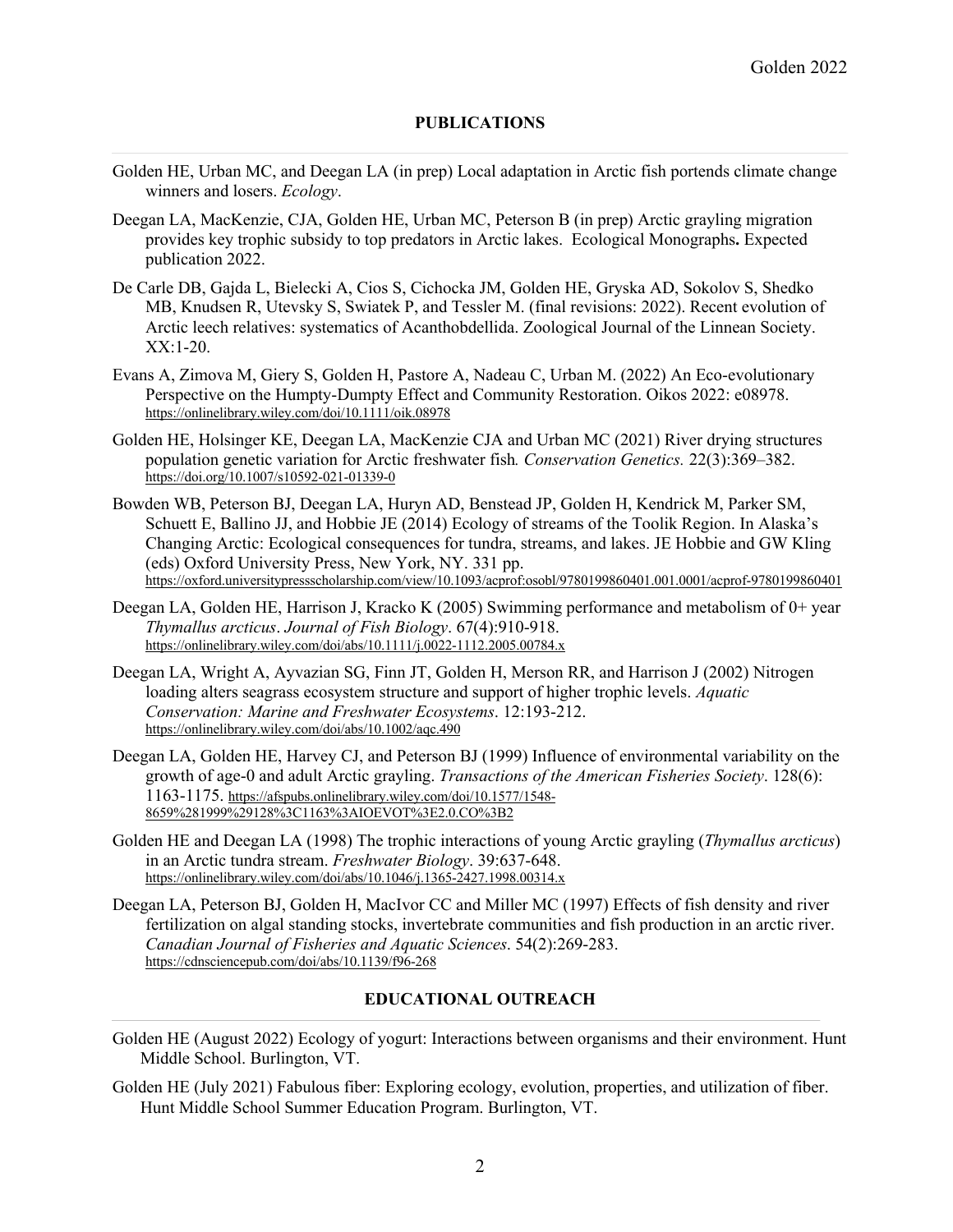## PUBLICATIONS

Golden HE, Urban MC, and Deegan LA (in prep) Local adaptation in Arctic fish portends climate change winners and losers. *Ecology*.

Deegan LA, MacKenzie, CJA, Golden HE, Urban MC, Peterson B (in prep) Arctic grayling migration provides key trophic subsidy to top predators in Arctic lakes. Ecological Monographs**.** Expected publication 2022.

De Carle DB, Gajda L, Bielecki A, Cios S, Cichocka JM, Golden HE, Gryska AD, Sokolov S, Shedko MB, Knudsen R, Utevsky S, Swiatek P, and Tessler M. (final revisions: 2022). Recent evolution of Arctic leech relatives: systematics of Acanthobdellida. Zoological Journal of the Linnean Society. XX:1-20.

Evans A, Zimova M, Giery S, Golden H, Pastore A, Nadeau C, Urban M. (2022) An Eco-evolutionary Perspective on the Humpty-Dumpty Effect and Community Restoration. Oikos 2022: e08978. https://onlinelibrary.wiley.com/doi/10.1111/oik.08978

Golden HE, Holsinger KE, Deegan LA, MacKenzie CJA and Urban MC (2021) River drying structures population genetic variation for Arctic freshwater fish*. Conservation Genetics.* 22(3):369–382. https://doi.org/10.1007/s10592-021-01339-0

Bowden WB, Peterson BJ, Deegan LA, Huryn AD, Benstead JP, Golden H, Kendrick M, Parker SM, Schuett E, Ballino JJ, and Hobbie JE (2014) Ecology of streams of the Toolik Region. In Alaska's Changing Arctic: Ecological consequences for tundra, streams, and lakes. JE Hobbie and GW Kling (eds) Oxford University Press, New York, NY. 331 pp. https://oxford.universitypressscholarship.com/view/10.1093/acprof:osobl/9780199860401.001.0001/acprof-9780199860401

Deegan LA, Golden HE, Harrison J, Kracko K (2005) Swimming performance and metabolism of 0+ year *Thymallus arcticus*. *Journal of Fish Biology*. 67(4):910-918. https://onlinelibrary.wiley.com/doi/abs/10.1111/j.0022-1112.2005.00784.x

Deegan LA, Wright A, Ayvazian SG, Finn JT, Golden H, Merson RR, and Harrison J (2002) Nitrogen loading alters seagrass ecosystem structure and support of higher trophic levels. *Aquatic Conservation: Marine and Freshwater Ecosystems*. 12:193-212. https://onlinelibrary.wiley.com/doi/abs/10.1002/aqc.490

Deegan LA, Golden HE, Harvey CJ, and Peterson BJ (1999) Influence of environmental variability on the growth of age-0 and adult Arctic grayling. *Transactions of the American Fisheries Society*. 128(6): 1163-1175. https://afspubs.onlinelibrary.wiley.com/doi/10.1577/1548-8659%281999%29128%3C1163%3AIOEVOT%3E2.0.CO%3B2

Golden HE and Deegan LA (1998) The trophic interactions of young Arctic grayling (*Thymallus arcticus*) in an Arctic tundra stream. *Freshwater Biology*. 39:637-648. https://onlinelibrary.wiley.com/doi/abs/10.1046/j.1365-2427.1998.00314.x

Deegan LA, Peterson BJ, Golden H, MacIvor CC and Miller MC (1997) Effects of fish density and river fertilization on algal standing stocks, invertebrate communities and fish production in an arctic river. *Canadian Journal of Fisheries and Aquatic Sciences*. 54(2):269-283. https://cdnsciencepub.com/doi/abs/10.1139/f96-268

## EDUCATIONAL OUTREACH

Golden HE (August 2022) Ecology of yogurt: Interactions between organisms and their environment. Hunt Middle School. Burlington, VT.

Golden HE (July 2021) Fabulous fiber: Exploring ecology, evolution, properties, and utilization of fiber. Hunt Middle School Summer Education Program. Burlington, VT.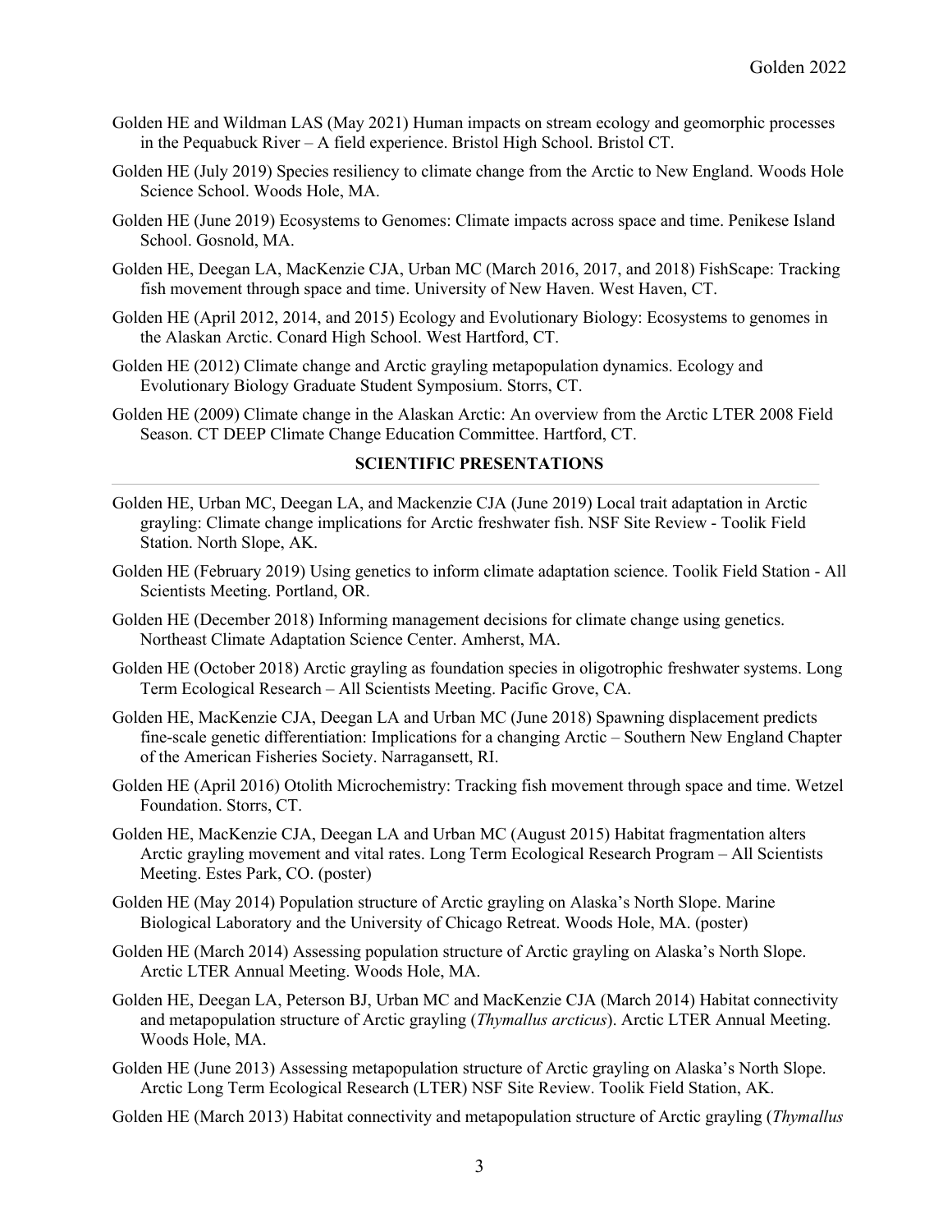Golden HE and Wildman LAS (May 2021) Human impacts on stream ecology and geomorphic processes in the Pequabuck River – A field experience. Bristol High School. Bristol CT.

Golden HE (July 2019) Species resiliency to climate change from the Arctic to New England. Woods Hole Science School. Woods Hole, MA.

Golden HE (June 2019) Ecosystems to Genomes: Climate impacts across space and time. Penikese Island School. Gosnold, MA.

Golden HE, Deegan LA, MacKenzie CJA, Urban MC (March 2016, 2017, and 2018) FishScape: Tracking fish movement through space and time. University of New Haven. West Haven, CT.

Golden HE (April 2012, 2014, and 2015) Ecology and Evolutionary Biology: Ecosystems to genomes in the Alaskan Arctic. Conard High School. West Hartford, CT.

Golden HE (2012) Climate change and Arctic grayling metapopulation dynamics. Ecology and Evolutionary Biology Graduate Student Symposium. Storrs, CT.

Golden HE (2009) Climate change in the Alaskan Arctic: An overview from the Arctic LTER 2008 Field Season. CT DEEP Climate Change Education Committee. Hartford, CT.

## SCIENTIFIC PRESENTATIONS

Golden HE, Urban MC, Deegan LA, and Mackenzie CJA (June 2019) Local trait adaptation in Arctic grayling: Climate change implications for Arctic freshwater fish. NSF Site Review - Toolik Field Station. North Slope, AK.

Golden HE (February 2019) Using genetics to inform climate adaptation science. Toolik Field Station - All Scientists Meeting. Portland, OR.

Golden HE (December 2018) Informing management decisions for climate change using genetics. Northeast Climate Adaptation Science Center. Amherst, MA.

Golden HE (October 2018) Arctic grayling as foundation species in oligotrophic freshwater systems. Long Term Ecological Research – All Scientists Meeting. Pacific Grove, CA.

Golden HE, MacKenzie CJA, Deegan LA and Urban MC (June 2018) Spawning displacement predicts fine-scale genetic differentiation: Implications for a changing Arctic – Southern New England Chapter of the American Fisheries Society. Narragansett, RI.

Golden HE (April 2016) Otolith Microchemistry: Tracking fish movement through space and time. Wetzel Foundation. Storrs, CT.

Golden HE, MacKenzie CJA, Deegan LA and Urban MC (August 2015) Habitat fragmentation alters Arctic grayling movement and vital rates. Long Term Ecological Research Program – All Scientists Meeting. Estes Park, CO. (poster)

Golden HE (May 2014) Population structure of Arctic grayling on Alaska's North Slope. Marine Biological Laboratory and the University of Chicago Retreat. Woods Hole, MA. (poster)

Golden HE (March 2014) Assessing population structure of Arctic grayling on Alaska's North Slope. Arctic LTER Annual Meeting. Woods Hole, MA.

Golden HE, Deegan LA, Peterson BJ, Urban MC and MacKenzie CJA (March 2014) Habitat connectivity and metapopulation structure of Arctic grayling (*Thymallus arcticus*). Arctic LTER Annual Meeting. Woods Hole, MA.

Golden HE (June 2013) Assessing metapopulation structure of Arctic grayling on Alaska's North Slope. Arctic Long Term Ecological Research (LTER) NSF Site Review. Toolik Field Station, AK.

Golden HE (March 2013) Habitat connectivity and metapopulation structure of Arctic grayling (*Thymallus*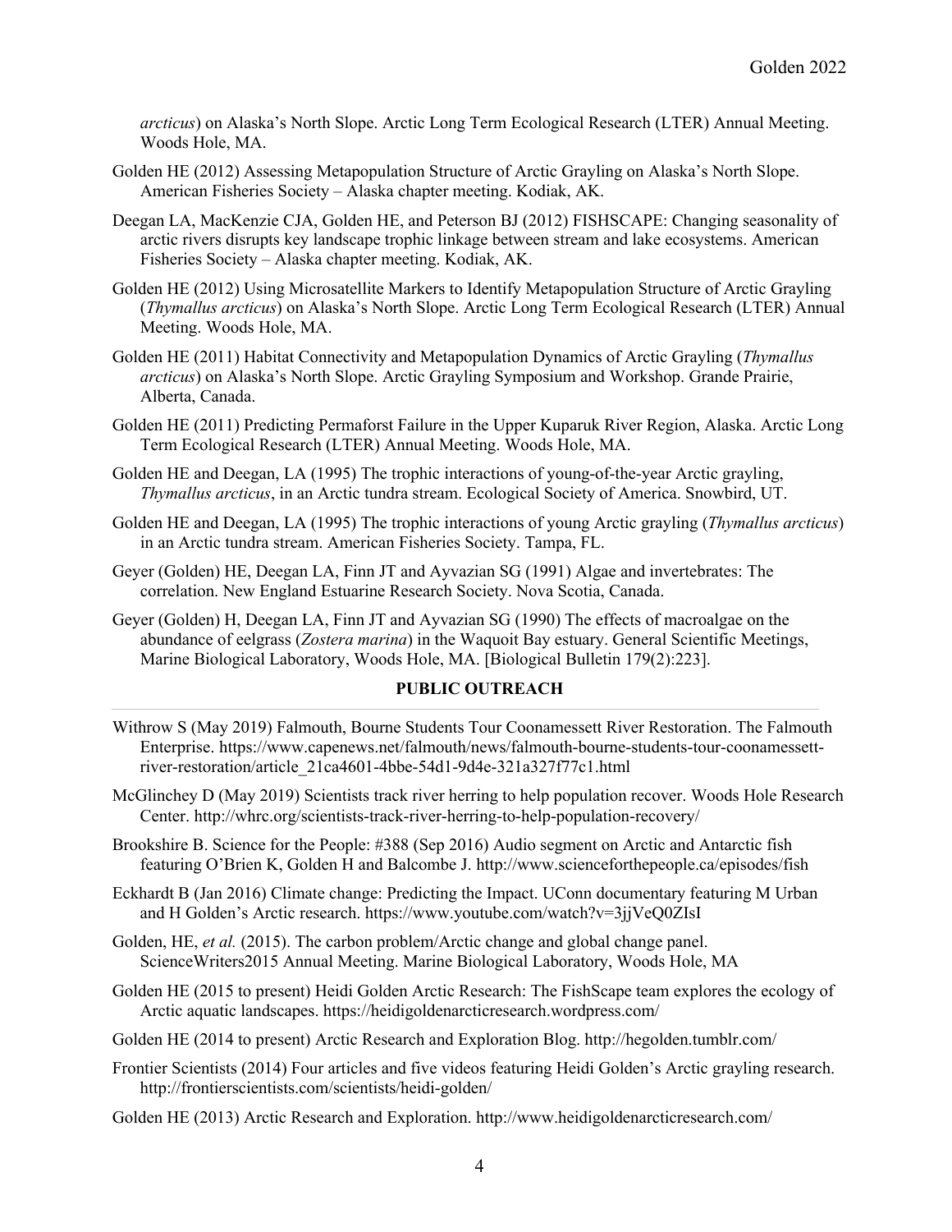*arcticus*) on Alaska's North Slope. Arctic Long Term Ecological Research (LTER) Annual Meeting. Woods Hole, MA.

Golden HE (2012) Assessing Metapopulation Structure of Arctic Grayling on Alaska's North Slope. American Fisheries Society – Alaska chapter meeting. Kodiak, AK.

Deegan LA, MacKenzie CJA, Golden HE, and Peterson BJ (2012) FISHSCAPE: Changing seasonality of arctic rivers disrupts key landscape trophic linkage between stream and lake ecosystems. American Fisheries Society – Alaska chapter meeting. Kodiak, AK.

Golden HE (2012) Using Microsatellite Markers to Identify Metapopulation Structure of Arctic Grayling (*Thymallus arcticus*) on Alaska's North Slope. Arctic Long Term Ecological Research (LTER) Annual Meeting. Woods Hole, MA.

Golden HE (2011) Habitat Connectivity and Metapopulation Dynamics of Arctic Grayling (*Thymallus arcticus*) on Alaska's North Slope. Arctic Grayling Symposium and Workshop. Grande Prairie, Alberta, Canada.

Golden HE (2011) Predicting Permaforst Failure in the Upper Kuparuk River Region, Alaska. Arctic Long Term Ecological Research (LTER) Annual Meeting. Woods Hole, MA.

Golden HE and Deegan, LA (1995) The trophic interactions of young-of-the-year Arctic grayling, *Thymallus arcticus*, in an Arctic tundra stream. Ecological Society of America. Snowbird, UT.

Golden HE and Deegan, LA (1995) The trophic interactions of young Arctic grayling (*Thymallus arcticus*) in an Arctic tundra stream. American Fisheries Society. Tampa, FL.

Geyer (Golden) HE, Deegan LA, Finn JT and Ayvazian SG (1991) Algae and invertebrates: The correlation. New England Estuarine Research Society. Nova Scotia, Canada.

Geyer (Golden) H, Deegan LA, Finn JT and Ayvazian SG (1990) The effects of macroalgae on the abundance of eelgrass (*Zostera marina*) in the Waquoit Bay estuary. General Scientific Meetings, Marine Biological Laboratory, Woods Hole, MA. [Biological Bulletin 179(2):223].

## PUBLIC OUTREACH

Withrow S (May 2019) Falmouth, Bourne Students Tour Coonamessett River Restoration. The Falmouth Enterprise. https://www.capenews.net/falmouth/news/falmouth-bourne-students-tour-coonamessett-river-restoration/article_21ca4601-4bbe-54d1-9d4e-321a327f77c1.html

McGlinchey D (May 2019) Scientists track river herring to help population recover. Woods Hole Research Center. http://whrc.org/scientists-track-river-herring-to-help-population-recovery/

Brookshire B. Science for the People: #388 (Sep 2016) Audio segment on Arctic and Antarctic fish featuring O'Brien K, Golden H and Balcombe J. http://www.scienceforthepeople.ca/episodes/fish

Eckhardt B (Jan 2016) Climate change: Predicting the Impact. UConn documentary featuring M Urban and H Golden's Arctic research. https://www.youtube.com/watch?v=3jjVeQ0ZIsI

Golden, HE, *et al.* (2015). The carbon problem/Arctic change and global change panel. ScienceWriters2015 Annual Meeting. Marine Biological Laboratory, Woods Hole, MA

Golden HE (2015 to present) Heidi Golden Arctic Research: The FishScape team explores the ecology of Arctic aquatic landscapes. https://heidigoldenarcticresearch.wordpress.com/

Golden HE (2014 to present) Arctic Research and Exploration Blog. http://hegolden.tumblr.com/

Frontier Scientists (2014) Four articles and five videos featuring Heidi Golden's Arctic grayling research. http://frontierscientists.com/scientists/heidi-golden/

Golden HE (2013) Arctic Research and Exploration. http://www.heidigoldenarcticresearch.com/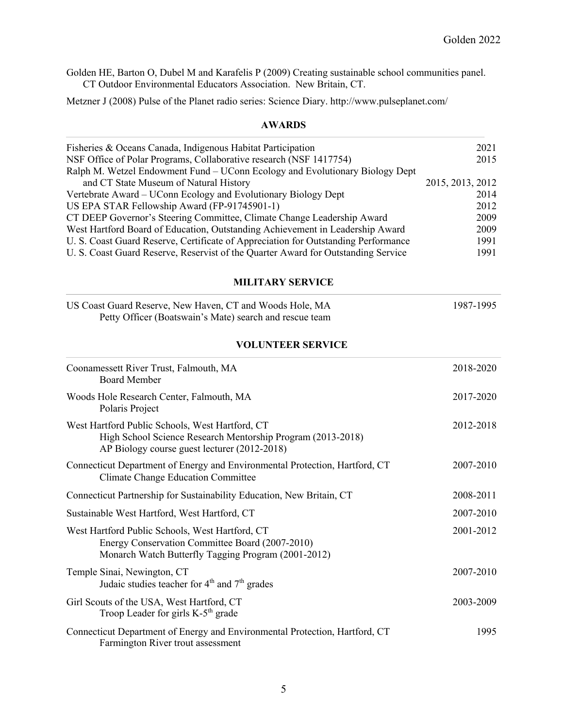Golden HE, Barton O, Dubel M and Karafelis P (2009) Creating sustainable school communities panel. CT Outdoor Environmental Educators Association. New Britain, CT.

Metzner J (2008) Pulse of the Planet radio series: Science Diary. http://www.pulseplanet.com/

## AWARDS

| | |
|---|---|
| Fisheries & Oceans Canada, Indigenous Habitat Participation | 2021 |
| NSF Office of Polar Programs, Collaborative research (NSF 1417754) | 2015 |
| Ralph M. Wetzel Endowment Fund – UConn Ecology and Evolutionary Biology Dept and CT State Museum of Natural History | 2015, 2013, 2012 |
| Vertebrate Award – UConn Ecology and Evolutionary Biology Dept | 2014 |
| US EPA STAR Fellowship Award (FP-91745901-1) | 2012 |
| CT DEEP Governor's Steering Committee, Climate Change Leadership Award | 2009 |
| West Hartford Board of Education, Outstanding Achievement in Leadership Award | 2009 |
| U. S. Coast Guard Reserve, Certificate of Appreciation for Outstanding Performance | 1991 |
| U. S. Coast Guard Reserve, Reservist of the Quarter Award for Outstanding Service | 1991 |

## MILITARY SERVICE

US Coast Guard Reserve, New Haven, CT and Woods Hole, MA — 1987-1995
Petty Officer (Boatswain's Mate) search and rescue team

## VOLUNTEER SERVICE

Coonamessett River Trust, Falmouth, MA — 2018-2020
Board Member

Woods Hole Research Center, Falmouth, MA — 2017-2020
Polaris Project

West Hartford Public Schools, West Hartford, CT — 2012-2018
High School Science Research Mentorship Program (2013-2018)
AP Biology course guest lecturer (2012-2018)

Connecticut Department of Energy and Environmental Protection, Hartford, CT — 2007-2010
Climate Change Education Committee

Connecticut Partnership for Sustainability Education, New Britain, CT — 2008-2011

Sustainable West Hartford, West Hartford, CT — 2007-2010

West Hartford Public Schools, West Hartford, CT — 2001-2012
Energy Conservation Committee Board (2007-2010)
Monarch Watch Butterfly Tagging Program (2001-2012)

Temple Sinai, Newington, CT — 2007-2010
Judaic studies teacher for 4th and 7th grades

Girl Scouts of the USA, West Hartford, CT — 2003-2009
Troop Leader for girls K-5th grade

Connecticut Department of Energy and Environmental Protection, Hartford, CT — 1995
Farmington River trout assessment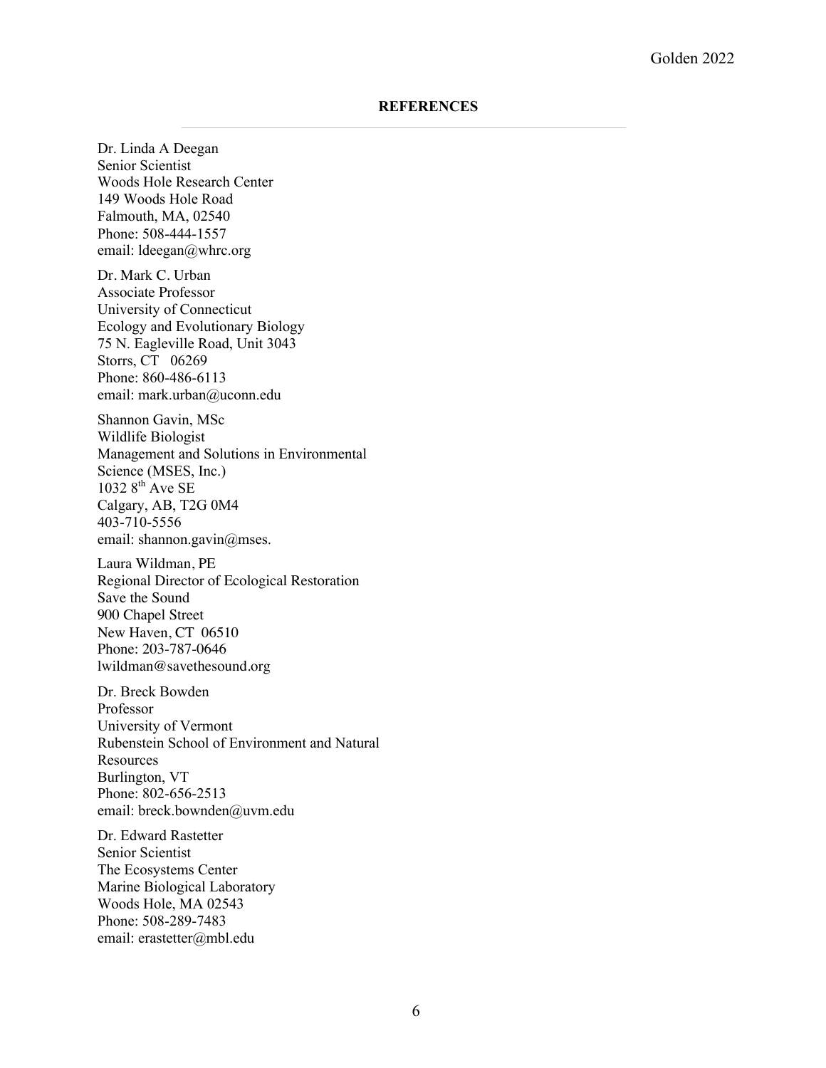**REFERENCES**

---

Dr. Linda A Deegan
Senior Scientist
Woods Hole Research Center
149 Woods Hole Road
Falmouth, MA, 02540
Phone: 508-444-1557
email: ldeegan@whrc.org

Dr. Mark C. Urban
Associate Professor
University of Connecticut
Ecology and Evolutionary Biology
75 N. Eagleville Road, Unit 3043
Storrs, CT 06269
Phone: 860-486-6113
email: mark.urban@uconn.edu

Shannon Gavin, MSc
Wildlife Biologist
Management and Solutions in Environmental
Science (MSES, Inc.)
1032 8th Ave SE
Calgary, AB, T2G 0M4
403-710-5556
email: shannon.gavin@mses.

Laura Wildman, PE
Regional Director of Ecological Restoration
Save the Sound
900 Chapel Street
New Haven, CT 06510
Phone: 203-787-0646
lwildman@savethesound.org

Dr. Breck Bowden
Professor
University of Vermont
Rubenstein School of Environment and Natural
Resources
Burlington, VT
Phone: 802-656-2513
email: breck.bownden@uvm.edu

Dr. Edward Rastetter
Senior Scientist
The Ecosystems Center
Marine Biological Laboratory
Woods Hole, MA 02543
Phone: 508-289-7483
email: erastetter@mbl.edu